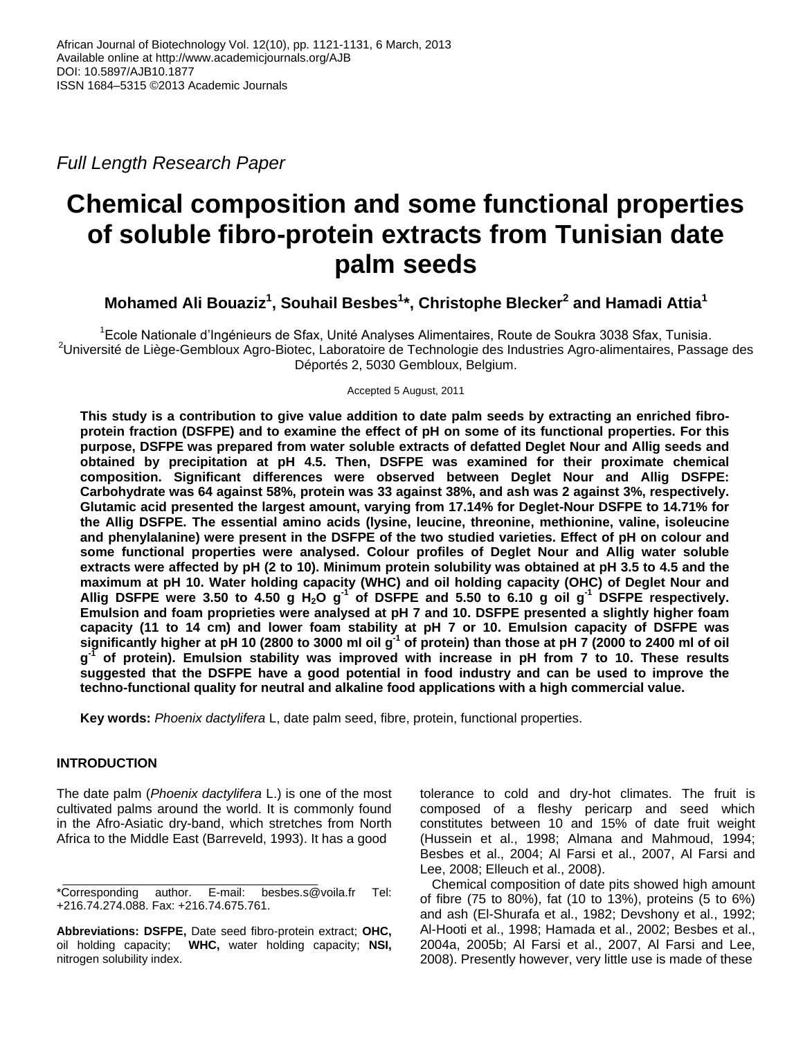Full Length Research Paper

# Chemical composition and some functional properties of soluble fibro-protein extracts from Tunisian date palm seeds

**Mohamed Ali Bouaziz[1], Souhail Besbes[1]*, Christophe Blecker[2] and Hamadi Attia[1]**

[1]Ecole Nationale d'Ingénieurs de Sfax, Unité Analyses Alimentaires, Route de Soukra 3038 Sfax, Tunisia.
[2]Université de Liège-Gembloux Agro-Biotec, Laboratoire de Technologie des Industries Agro-alimentaires, Passage des Déportés 2, 5030 Gembloux, Belgium.

Accepted 5 August, 2011

**This study is a contribution to give value addition to date palm seeds by extracting an enriched fibro-protein fraction (DSFPE) and to examine the effect of pH on some of its functional properties. For this purpose, DSFPE was prepared from water soluble extracts of defatted Deglet Nour and Allig seeds and obtained by precipitation at pH 4.5. Then, DSFPE was examined for their proximate chemical composition. Significant differences were observed between Deglet Nour and Allig DSFPE: Carbohydrate was 64 against 58%, protein was 33 against 38%, and ash was 2 against 3%, respectively. Glutamic acid presented the largest amount, varying from 17.14% for Deglet-Nour DSFPE to 14.71% for the Allig DSFPE. The essential amino acids (lysine, leucine, threonine, methionine, valine, isoleucine and phenylalanine) were present in the DSFPE of the two studied varieties. Effect of pH on colour and some functional properties were analysed. Colour profiles of Deglet Nour and Allig water soluble extracts were affected by pH (2 to 10). Minimum protein solubility was obtained at pH 3.5 to 4.5 and the maximum at pH 10. Water holding capacity (WHC) and oil holding capacity (OHC) of Deglet Nour and Allig DSFPE were 3.50 to 4.50 g $H_2O$ $g^{-1}$ of DSFPE and 5.50 to 6.10 g oil $g^{-1}$ DSFPE respectively. Emulsion and foam proprieties were analysed at pH 7 and 10. DSFPE presented a slightly higher foam capacity (11 to 14 cm) and lower foam stability at pH 7 or 10. Emulsion capacity of DSFPE was significantly higher at pH 10 (2800 to 3000 ml oil $g^{-1}$ of protein) than those at pH 7 (2000 to 2400 ml of oil $g^{-1}$ of protein). Emulsion stability was improved with increase in pH from 7 to 10. These results suggested that the DSFPE have a good potential in food industry and can be used to improve the techno-functional quality for neutral and alkaline food applications with a high commercial value.**

**Key words:** *Phoenix dactylifera* L, date palm seed, fibre, protein, functional properties.

## INTRODUCTION

The date palm (*Phoenix dactylifera* L.) is one of the most cultivated palms around the world. It is commonly found in the Afro-Asiatic dry-band, which stretches from North Africa to the Middle East (Barreveld, 1993). It has a good tolerance to cold and dry-hot climates. The fruit is composed of a fleshy pericarp and seed which constitutes between 10 and 15% of date fruit weight (Hussein et al., 1998; Almana and Mahmoud, 1994; Besbes et al., 2004; Al Farsi et al., 2007, Al Farsi and Lee, 2008; Elleuch et al., 2008).

Chemical composition of date pits showed high amount of fibre (75 to 80%), fat (10 to 13%), proteins (5 to 6%) and ash (El-Shurafa et al., 1982; Devshony et al., 1992; Al-Hooti et al., 1998; Hamada et al., 2002; Besbes et al., 2004a, 2005b; Al Farsi et al., 2007, Al Farsi and Lee, 2008). Presently however, very little use is made of these

*Corresponding author. E-mail: besbes.s@voila.fr Tel: +216.74.274.088. Fax: +216.74.675.761.

**Abbreviations: DSFPE,** Date seed fibro-protein extract; **OHC,** oil holding capacity; **WHC,** water holding capacity; **NSI,** nitrogen solubility index.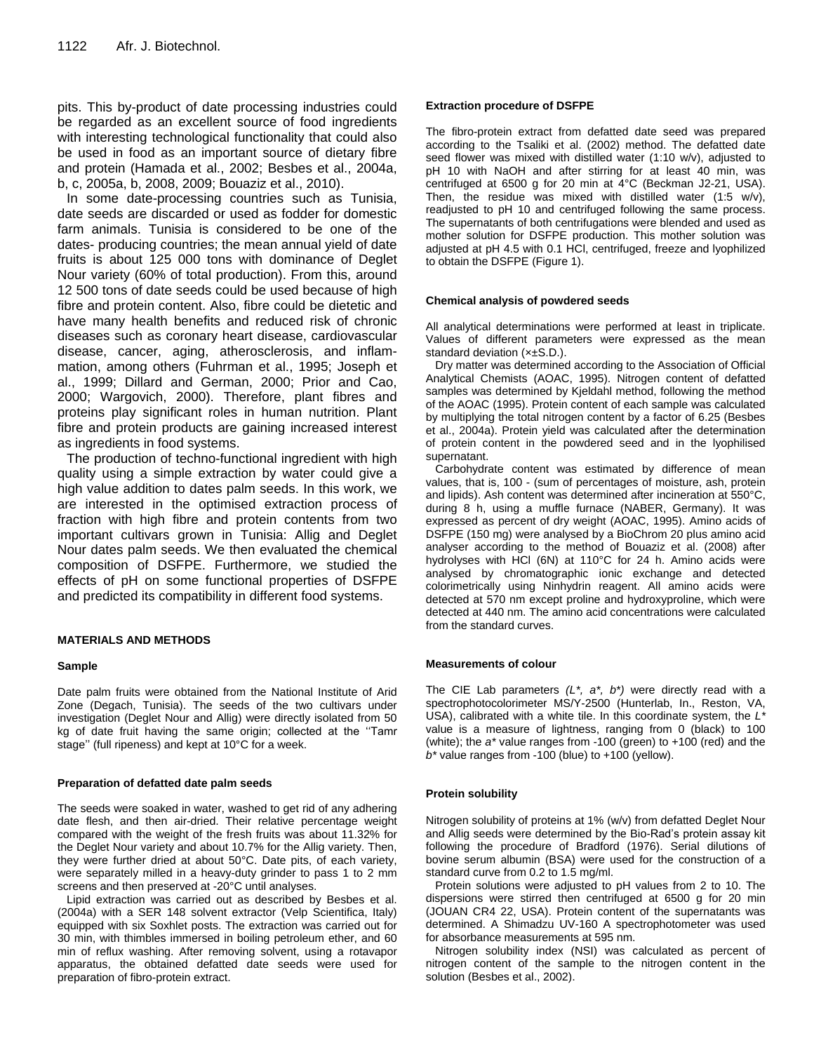pits. This by-product of date processing industries could be regarded as an excellent source of food ingredients with interesting technological functionality that could also be used in food as an important source of dietary fibre and protein (Hamada et al., 2002; Besbes et al., 2004a, b, c, 2005a, b, 2008, 2009; Bouaziz et al., 2010).

In some date-processing countries such as Tunisia, date seeds are discarded or used as fodder for domestic farm animals. Tunisia is considered to be one of the dates- producing countries; the mean annual yield of date fruits is about 125 000 tons with dominance of Deglet Nour variety (60% of total production). From this, around 12 500 tons of date seeds could be used because of high fibre and protein content. Also, fibre could be dietetic and have many health benefits and reduced risk of chronic diseases such as coronary heart disease, cardiovascular disease, cancer, aging, atherosclerosis, and inflammation, among others (Fuhrman et al., 1995; Joseph et al., 1999; Dillard and German, 2000; Prior and Cao, 2000; Wargovich, 2000). Therefore, plant fibres and proteins play significant roles in human nutrition. Plant fibre and protein products are gaining increased interest as ingredients in food systems.

The production of techno-functional ingredient with high quality using a simple extraction by water could give a high value addition to dates palm seeds. In this work, we are interested in the optimised extraction process of fraction with high fibre and protein contents from two important cultivars grown in Tunisia: Allig and Deglet Nour dates palm seeds. We then evaluated the chemical composition of DSFPE. Furthermore, we studied the effects of pH on some functional properties of DSFPE and predicted its compatibility in different food systems.

## MATERIALS AND METHODS

### Sample

Date palm fruits were obtained from the National Institute of Arid Zone (Degach, Tunisia). The seeds of the two cultivars under investigation (Deglet Nour and Allig) were directly isolated from 50 kg of date fruit having the same origin; collected at the ''Tamr stage'' (full ripeness) and kept at 10°C for a week.

### Preparation of defatted date palm seeds

The seeds were soaked in water, washed to get rid of any adhering date flesh, and then air-dried. Their relative percentage weight compared with the weight of the fresh fruits was about 11.32% for the Deglet Nour variety and about 10.7% for the Allig variety. Then, they were further dried at about 50°C. Date pits, of each variety, were separately milled in a heavy-duty grinder to pass 1 to 2 mm screens and then preserved at -20°C until analyses.

Lipid extraction was carried out as described by Besbes et al. (2004a) with a SER 148 solvent extractor (Velp Scientifica, Italy) equipped with six Soxhlet posts. The extraction was carried out for 30 min, with thimbles immersed in boiling petroleum ether, and 60 min of reflux washing. After removing solvent, using a rotavapor apparatus, the obtained defatted date seeds were used for preparation of fibro-protein extract.

### Extraction procedure of DSFPE

The fibro-protein extract from defatted date seed was prepared according to the Tsaliki et al. (2002) method. The defatted date seed flower was mixed with distilled water (1:10 w/v), adjusted to pH 10 with NaOH and after stirring for at least 40 min, was centrifuged at 6500 g for 20 min at 4°C (Beckman J2-21, USA). Then, the residue was mixed with distilled water (1:5 w/v), readjusted to pH 10 and centrifuged following the same process. The supernatants of both centrifugations were blended and used as mother solution for DSFPE production. This mother solution was adjusted at pH 4.5 with 0.1 HCl, centrifuged, freeze and lyophilized to obtain the DSFPE (Figure 1).

### Chemical analysis of powdered seeds

All analytical determinations were performed at least in triplicate. Values of different parameters were expressed as the mean standard deviation (×±S.D.).

Dry matter was determined according to the Association of Official Analytical Chemists (AOAC, 1995). Nitrogen content of defatted samples was determined by Kjeldahl method, following the method of the AOAC (1995). Protein content of each sample was calculated by multiplying the total nitrogen content by a factor of 6.25 (Besbes et al., 2004a). Protein yield was calculated after the determination of protein content in the powdered seed and in the lyophilised supernatant.

Carbohydrate content was estimated by difference of mean values, that is, 100 - (sum of percentages of moisture, ash, protein and lipids). Ash content was determined after incineration at 550°C, during 8 h, using a muffle furnace (NABER, Germany). It was expressed as percent of dry weight (AOAC, 1995). Amino acids of DSFPE (150 mg) were analysed by a BioChrom 20 plus amino acid analyser according to the method of Bouaziz et al. (2008) after hydrolyses with HCl (6N) at 110°C for 24 h. Amino acids were analysed by chromatographic ionic exchange and detected colorimetrically using Ninhydrin reagent. All amino acids were detected at 570 nm except proline and hydroxyproline, which were detected at 440 nm. The amino acid concentrations were calculated from the standard curves.

### Measurements of colour

The CIE Lab parameters *(L\*, a\*, b\*)* were directly read with a spectrophotocolorimeter MS/Y-2500 (Hunterlab, In., Reston, VA, USA), calibrated with a white tile. In this coordinate system, the *L\** value is a measure of lightness, ranging from 0 (black) to 100 (white); the *a\** value ranges from -100 (green) to +100 (red) and the *b\** value ranges from -100 (blue) to +100 (yellow).

### Protein solubility

Nitrogen solubility of proteins at 1% (w/v) from defatted Deglet Nour and Allig seeds were determined by the Bio-Rad's protein assay kit following the procedure of Bradford (1976). Serial dilutions of bovine serum albumin (BSA) were used for the construction of a standard curve from 0.2 to 1.5 mg/ml.

Protein solutions were adjusted to pH values from 2 to 10. The dispersions were stirred then centrifuged at 6500 g for 20 min (JOUAN CR4 22, USA). Protein content of the supernatants was determined. A Shimadzu UV-160 A spectrophotometer was used for absorbance measurements at 595 nm.

Nitrogen solubility index (NSI) was calculated as percent of nitrogen content of the sample to the nitrogen content in the solution (Besbes et al., 2002).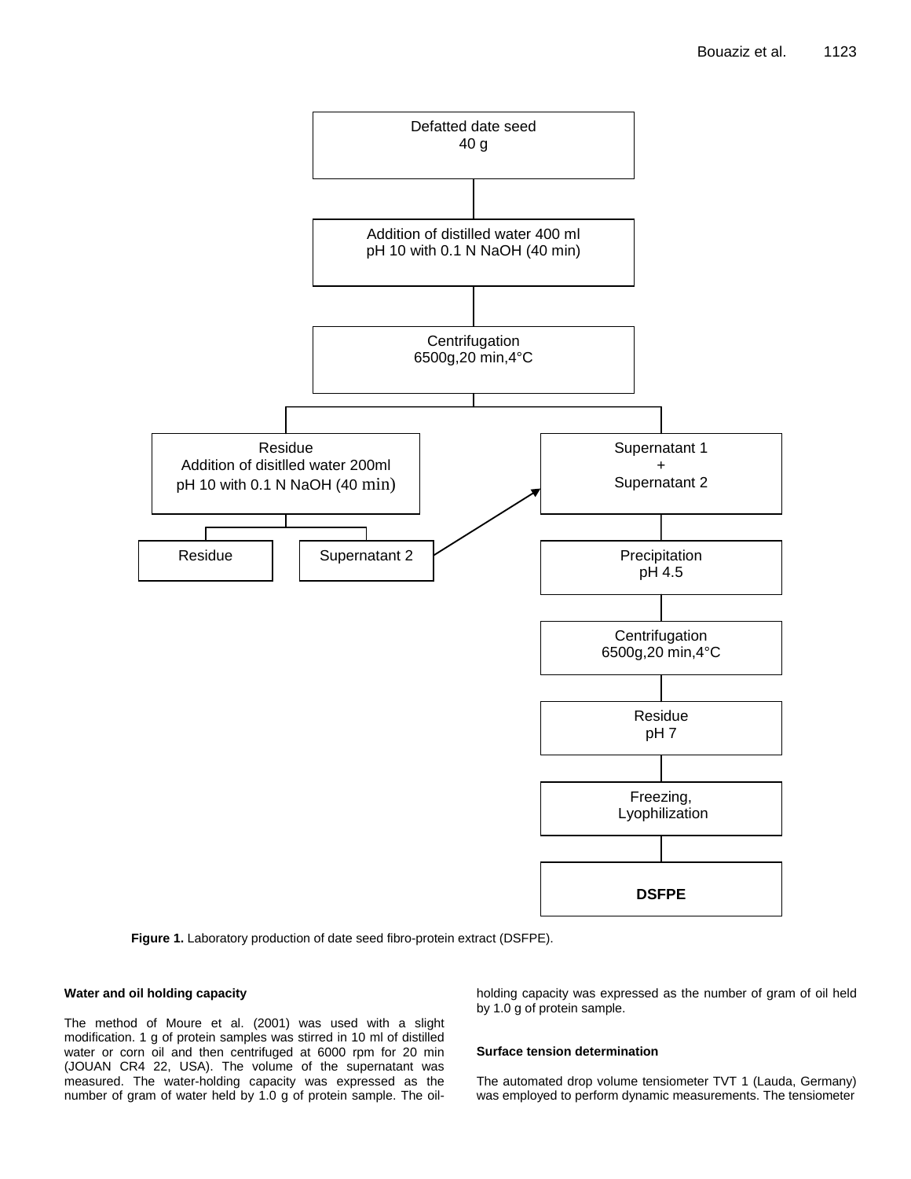Defatted date seed
40 g

Addition of distilled water 400 ml
pH 10 with 0.1 N NaOH (40 min)

Centrifugation
6500g,20 min,4°C

Residue
Addition of disitlled water 200ml
pH 10 with 0.1 N NaOH (40 min)

Residue

Supernatant 2

Supernatant 1
+
Supernatant 2

Precipitation
pH 4.5

Centrifugation
6500g,20 min,4°C

Residue
pH 7

Freezing,
Lyophilization

**DSFPE**

**Figure 1.** Laboratory production of date seed fibro-protein extract (DSFPE).

#### Water and oil holding capacity

The method of Moure et al. (2001) was used with a slight modification. 1 g of protein samples was stirred in 10 ml of distilled water or corn oil and then centrifuged at 6000 rpm for 20 min (JOUAN CR4 22, USA). The volume of the supernatant was measured. The water-holding capacity was expressed as the number of gram of water held by 1.0 g of protein sample. The oil-holding capacity was expressed as the number of gram of oil held by 1.0 g of protein sample.

#### Surface tension determination

The automated drop volume tensiometer TVT 1 (Lauda, Germany) was employed to perform dynamic measurements. The tensiometer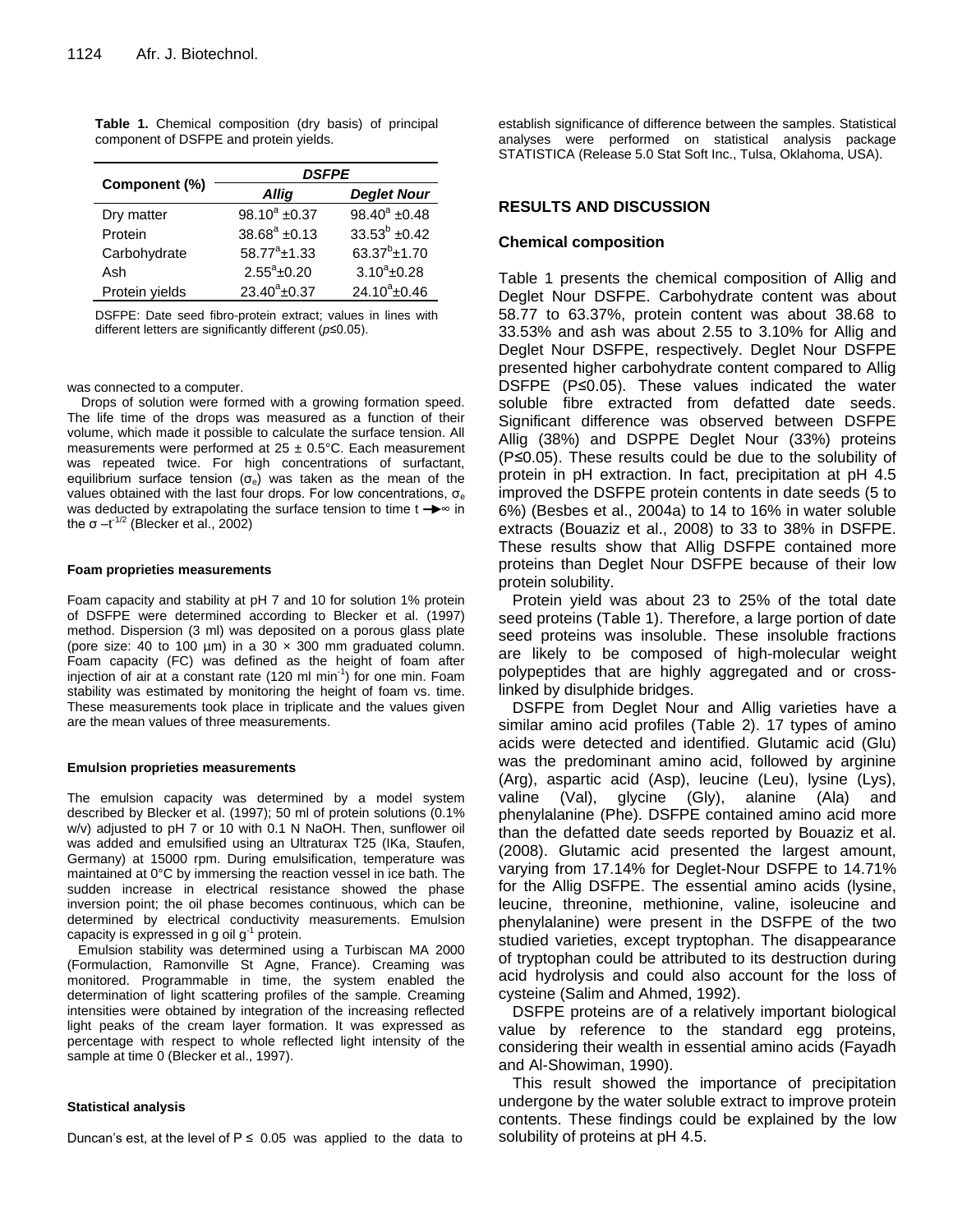**Table 1.** Chemical composition (dry basis) of principal component of DSFPE and protein yields.

| Component (%) | *DSFPE* | |
|---|---|---|
| | *Allig* | *Deglet Nour* |
| Dry matter | $98.10^{a}$ ±0.37 | $98.40^{a}$ ±0.48 |
| Protein | $38.68^{a}$ ±0.13 | $33.53^{b}$ ±0.42 |
| Carbohydrate | $58.77^{a}$±1.33 | $63.37^{b}$±1.70 |
| Ash | $2.55^{a}$±0.20 | $3.10^{a}$±0.28 |
| Protein yields | $23.40^{a}$±0.37 | $24.10^{a}$±0.46 |

DSFPE: Date seed fibro-protein extract; values in lines with different letters are significantly different ($p$≤0.05).

was connected to a computer.

Drops of solution were formed with a growing formation speed. The life time of the drops was measured as a function of their volume, which made it possible to calculate the surface tension. All measurements were performed at 25 ± 0.5°C. Each measurement was repeated twice. For high concentrations of surfactant, equilibrium surface tension ($\sigma_e$) was taken as the mean of the values obtained with the last four drops. For low concentrations, $\sigma_e$ was deducted by extrapolating the surface tension to time $t \rightarrow \infty$ in the $\sigma - t^{-1/2}$ (Blecker et al., 2002)

#### Foam proprieties measurements

Foam capacity and stability at pH 7 and 10 for solution 1% protein of DSFPE were determined according to Blecker et al. (1997) method. Dispersion (3 ml) was deposited on a porous glass plate (pore size: 40 to 100 µm) in a 30 × 300 mm graduated column. Foam capacity (FC) was defined as the height of foam after injection of air at a constant rate (120 ml $min^{-1}$) for one min. Foam stability was estimated by monitoring the height of foam vs. time. These measurements took place in triplicate and the values given are the mean values of three measurements.

#### Emulsion proprieties measurements

The emulsion capacity was determined by a model system described by Blecker et al. (1997); 50 ml of protein solutions (0.1% w/v) adjusted to pH 7 or 10 with 0.1 N NaOH. Then, sunflower oil was added and emulsified using an Ultraturax T25 (IKa, Staufen, Germany) at 15000 rpm. During emulsification, temperature was maintained at 0°C by immersing the reaction vessel in ice bath. The sudden increase in electrical resistance showed the phase inversion point; the oil phase becomes continuous, which can be determined by electrical conductivity measurements. Emulsion capacity is expressed in g oil $g^{-1}$ protein.

Emulsion stability was determined using a Turbiscan MA 2000 (Formulaction, Ramonville St Agne, France). Creaming was monitored. Programmable in time, the system enabled the determination of light scattering profiles of the sample. Creaming intensities were obtained by integration of the increasing reflected light peaks of the cream layer formation. It was expressed as percentage with respect to whole reflected light intensity of the sample at time 0 (Blecker et al., 1997).

#### Statistical analysis

Duncan's est, at the level of P ≤ 0.05 was applied to the data to establish significance of difference between the samples. Statistical analyses were performed on statistical analysis package STATISTICA (Release 5.0 Stat Soft Inc., Tulsa, Oklahoma, USA).

## RESULTS AND DISCUSSION

### Chemical composition

Table 1 presents the chemical composition of Allig and Deglet Nour DSFPE. Carbohydrate content was about 58.77 to 63.37%, protein content was about 38.68 to 33.53% and ash was about 2.55 to 3.10% for Allig and Deglet Nour DSFPE, respectively. Deglet Nour DSFPE presented higher carbohydrate content compared to Allig DSFPE (P≤0.05). These values indicated the water soluble fibre extracted from defatted date seeds. Significant difference was observed between DSFPE Allig (38%) and DSPPE Deglet Nour (33%) proteins (P≤0.05). These results could be due to the solubility of protein in pH extraction. In fact, precipitation at pH 4.5 improved the DSFPE protein contents in date seeds (5 to 6%) (Besbes et al., 2004a) to 14 to 16% in water soluble extracts (Bouaziz et al., 2008) to 33 to 38% in DSFPE. These results show that Allig DSFPE contained more proteins than Deglet Nour DSFPE because of their low protein solubility.

Protein yield was about 23 to 25% of the total date seed proteins (Table 1). Therefore, a large portion of date seed proteins was insoluble. These insoluble fractions are likely to be composed of high-molecular weight polypeptides that are highly aggregated and or cross-linked by disulphide bridges.

DSFPE from Deglet Nour and Allig varieties have a similar amino acid profiles (Table 2). 17 types of amino acids were detected and identified. Glutamic acid (Glu) was the predominant amino acid, followed by arginine (Arg), aspartic acid (Asp), leucine (Leu), lysine (Lys), valine (Val), glycine (Gly), alanine (Ala) and phenylalanine (Phe). DSFPE contained amino acid more than the defatted date seeds reported by Bouaziz et al. (2008). Glutamic acid presented the largest amount, varying from 17.14% for Deglet-Nour DSFPE to 14.71% for the Allig DSFPE. The essential amino acids (lysine, leucine, threonine, methionine, valine, isoleucine and phenylalanine) were present in the DSFPE of the two studied varieties, except tryptophan. The disappearance of tryptophan could be attributed to its destruction during acid hydrolysis and could also account for the loss of cysteine (Salim and Ahmed, 1992).

DSFPE proteins are of a relatively important biological value by reference to the standard egg proteins, considering their wealth in essential amino acids (Fayadh and Al-Showiman, 1990).

This result showed the importance of precipitation undergone by the water soluble extract to improve protein contents. These findings could be explained by the low solubility of proteins at pH 4.5.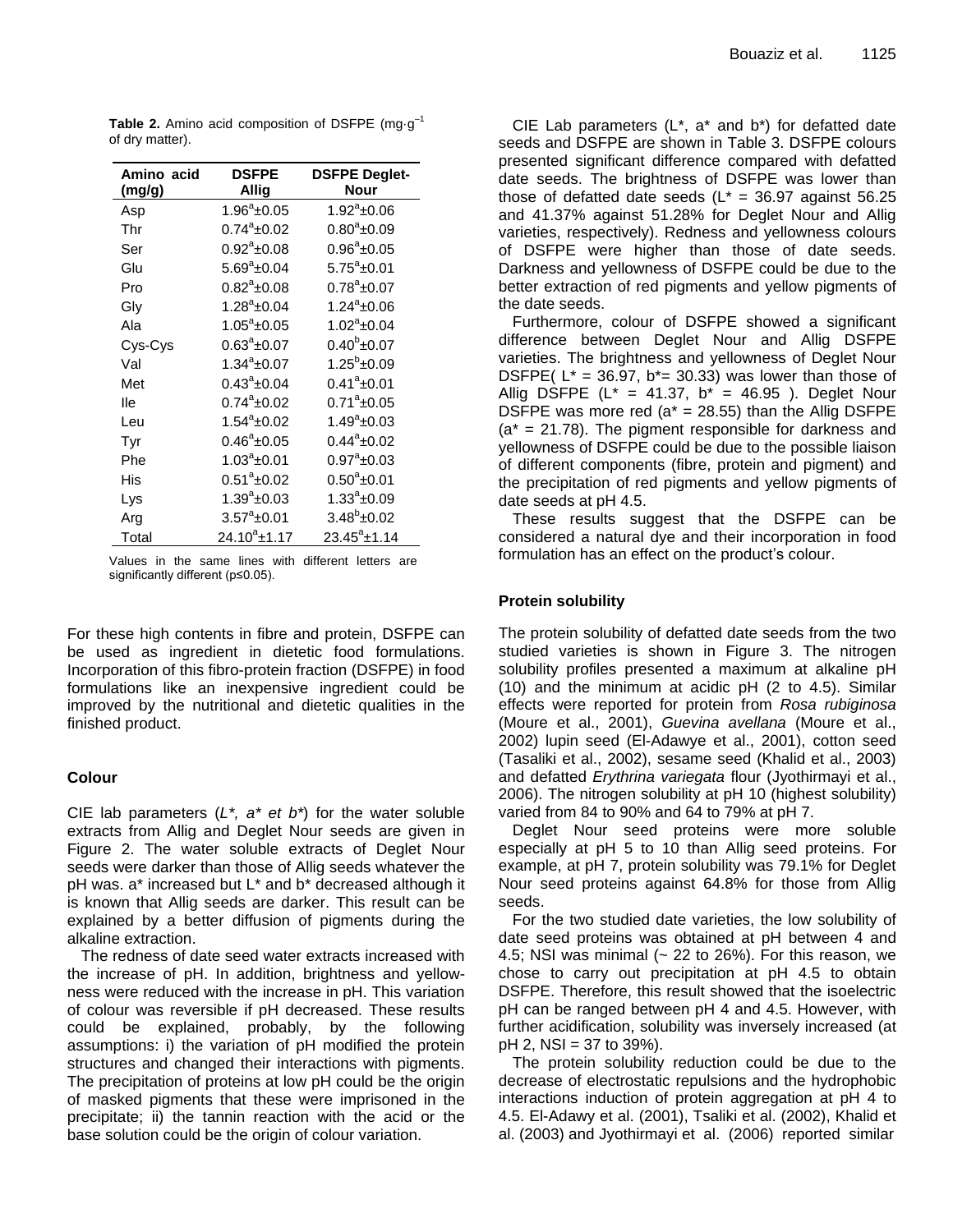**Table 2.** Amino acid composition of DSFPE ($mg \cdot g^{-1}$ of dry matter).

| Amino acid (mg/g) | DSFPE Allig | DSFPE Deglet-Nour |
|---|---|---|
| Asp | $1.96^a$±0.05 | $1.92^a$±0.06 |
| Thr | $0.74^a$±0.02 | $0.80^a$±0.09 |
| Ser | $0.92^a$±0.08 | $0.96^a$±0.05 |
| Glu | $5.69^a$±0.04 | $5.75^a$±0.01 |
| Pro | $0.82^a$±0.08 | $0.78^a$±0.07 |
| Gly | $1.28^a$±0.04 | $1.24^a$±0.06 |
| Ala | $1.05^a$±0.05 | $1.02^a$±0.04 |
| Cys-Cys | $0.63^a$±0.07 | $0.40^b$±0.07 |
| Val | $1.34^a$±0.07 | $1.25^b$±0.09 |
| Met | $0.43^a$±0.04 | $0.41^a$±0.01 |
| Ile | $0.74^a$±0.02 | $0.71^a$±0.05 |
| Leu | $1.54^a$±0.02 | $1.49^a$±0.03 |
| Tyr | $0.46^a$±0.05 | $0.44^a$±0.02 |
| Phe | $1.03^a$±0.01 | $0.97^a$±0.03 |
| His | $0.51^a$±0.02 | $0.50^a$±0.01 |
| Lys | $1.39^a$±0.03 | $1.33^a$±0.09 |
| Arg | $3.57^a$±0.01 | $3.48^b$±0.02 |
| Total | $24.10^a$±1.17 | $23.45^a$±1.14 |

Values in the same lines with different letters are significantly different (p≤0.05).

For these high contents in fibre and protein, DSFPE can be used as ingredient in dietetic food formulations. Incorporation of this fibro-protein fraction (DSFPE) in food formulations like an inexpensive ingredient could be improved by the nutritional and dietetic qualities in the finished product.

## Colour

CIE lab parameters (*L\*, a\* et b\**) for the water soluble extracts from Allig and Deglet Nour seeds are given in Figure 2. The water soluble extracts of Deglet Nour seeds were darker than those of Allig seeds whatever the pH was. a* increased but L* and b* decreased although it is known that Allig seeds are darker. This result can be explained by a better diffusion of pigments during the alkaline extraction.

The redness of date seed water extracts increased with the increase of pH. In addition, brightness and yellowness were reduced with the increase in pH. This variation of colour was reversible if pH decreased. These results could be explained, probably, by the following assumptions: i) the variation of pH modified the protein structures and changed their interactions with pigments. The precipitation of proteins at low pH could be the origin of masked pigments that these were imprisoned in the precipitate; ii) the tannin reaction with the acid or the base solution could be the origin of colour variation.

CIE Lab parameters (L*, a* and b*) for defatted date seeds and DSFPE are shown in Table 3. DSFPE colours presented significant difference compared with defatted date seeds. The brightness of DSFPE was lower than those of defatted date seeds (L* = 36.97 against 56.25 and 41.37% against 51.28% for Deglet Nour and Allig varieties, respectively). Redness and yellowness colours of DSFPE were higher than those of date seeds. Darkness and yellowness of DSFPE could be due to the better extraction of red pigments and yellow pigments of the date seeds.

Furthermore, colour of DSFPE showed a significant difference between Deglet Nour and Allig DSFPE varieties. The brightness and yellowness of Deglet Nour DSFPE( L* = 36.97, b*= 30.33) was lower than those of Allig DSFPE (L* = 41.37, b* = 46.95 ). Deglet Nour DSFPE was more red (a* = 28.55) than the Allig DSFPE (a* = 21.78). The pigment responsible for darkness and yellowness of DSFPE could be due to the possible liaison of different components (fibre, protein and pigment) and the precipitation of red pigments and yellow pigments of date seeds at pH 4.5.

These results suggest that the DSFPE can be considered a natural dye and their incorporation in food formulation has an effect on the product's colour.

## Protein solubility

The protein solubility of defatted date seeds from the two studied varieties is shown in Figure 3. The nitrogen solubility profiles presented a maximum at alkaline pH (10) and the minimum at acidic pH (2 to 4.5). Similar effects were reported for protein from *Rosa rubiginosa* (Moure et al., 2001), *Guevina avellana* (Moure et al., 2002) lupin seed (El-Adawye et al., 2001), cotton seed (Tasaliki et al., 2002), sesame seed (Khalid et al., 2003) and defatted *Erythrina variegata* flour (Jyothirmayi et al., 2006). The nitrogen solubility at pH 10 (highest solubility) varied from 84 to 90% and 64 to 79% at pH 7.

Deglet Nour seed proteins were more soluble especially at pH 5 to 10 than Allig seed proteins. For example, at pH 7, protein solubility was 79.1% for Deglet Nour seed proteins against 64.8% for those from Allig seeds.

For the two studied date varieties, the low solubility of date seed proteins was obtained at pH between 4 and 4.5; NSI was minimal (~ 22 to 26%). For this reason, we chose to carry out precipitation at pH 4.5 to obtain DSFPE. Therefore, this result showed that the isoelectric pH can be ranged between pH 4 and 4.5. However, with further acidification, solubility was inversely increased (at pH 2, NSI = 37 to 39%).

The protein solubility reduction could be due to the decrease of electrostatic repulsions and the hydrophobic interactions induction of protein aggregation at pH 4 to 4.5. El-Adawy et al. (2001), Tsaliki et al. (2002), Khalid et al. (2003) and Jyothirmayi et al. (2006) reported similar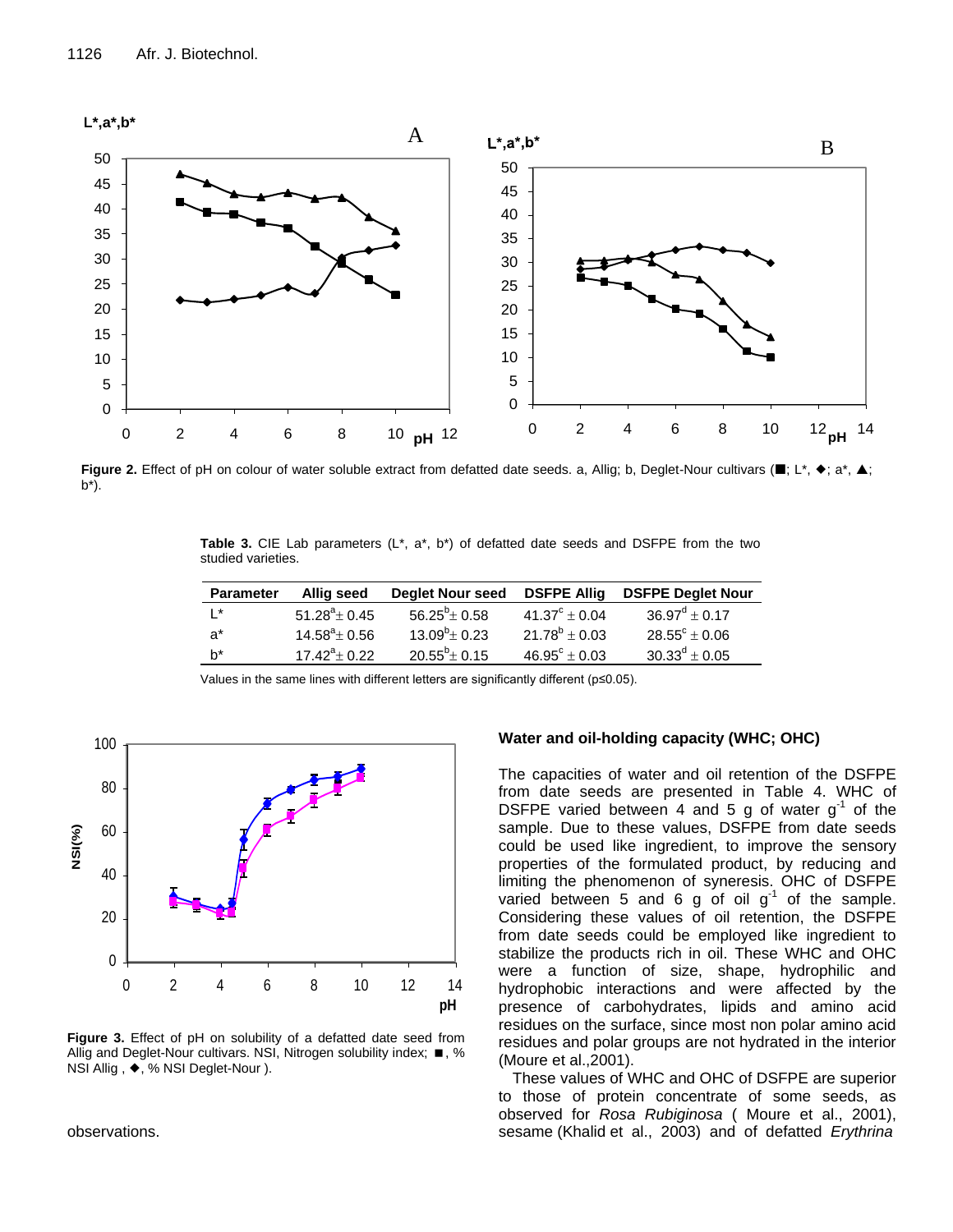**Figure 2.** Effect of pH on colour of water soluble extract from defatted date seeds. a, Allig; b, Deglet-Nour cultivars (■; L*, ◆; a*, ▲; b*).

**Table 3.** CIE Lab parameters (L*, a*, b*) of defatted date seeds and DSFPE from the two studied varieties.

| Parameter | Allig seed | Deglet Nour seed | DSFPE Allig | DSFPE Deglet Nour |
|---|---|---|---|---|
| L* | $51.28^{a} \pm 0.45$ | $56.25^{b} \pm 0.58$ | $41.37^{c} \pm 0.04$ | $36.97^{d} \pm 0.17$ |
| a* | $14.58^{a} \pm 0.56$ | $13.09^{b} \pm 0.23$ | $21.78^{b} \pm 0.03$ | $28.55^{c} \pm 0.06$ |
| b* | $17.42^{a} \pm 0.22$ | $20.55^{b} \pm 0.15$ | $46.95^{c} \pm 0.03$ | $30.33^{d} \pm 0.05$ |

Values in the same lines with different letters are significantly different (p≤0.05).

**Figure 3.** Effect of pH on solubility of a defatted date seed from Allig and Deglet-Nour cultivars. NSI, Nitrogen solubility index; ■, % NSI Allig , ◆, % NSI Deglet-Nour ).

observations.

### Water and oil-holding capacity (WHC; OHC)

The capacities of water and oil retention of the DSFPE from date seeds are presented in Table 4. WHC of DSFPE varied between 4 and 5 g of water $g^{-1}$ of the sample. Due to these values, DSFPE from date seeds could be used like ingredient, to improve the sensory properties of the formulated product, by reducing and limiting the phenomenon of syneresis. OHC of DSFPE varied between 5 and 6 g of oil $g^{-1}$ of the sample. Considering these values of oil retention, the DSFPE from date seeds could be employed like ingredient to stabilize the products rich in oil. These WHC and OHC were a function of size, shape, hydrophilic and hydrophobic interactions and were affected by the presence of carbohydrates, lipids and amino acid residues on the surface, since most non polar amino acid residues and polar groups are not hydrated in the interior (Moure et al.,2001).

These values of WHC and OHC of DSFPE are superior to those of protein concentrate of some seeds, as observed for *Rosa Rubiginosa* ( Moure et al., 2001), sesame (Khalid et al., 2003) and of defatted *Erythrina*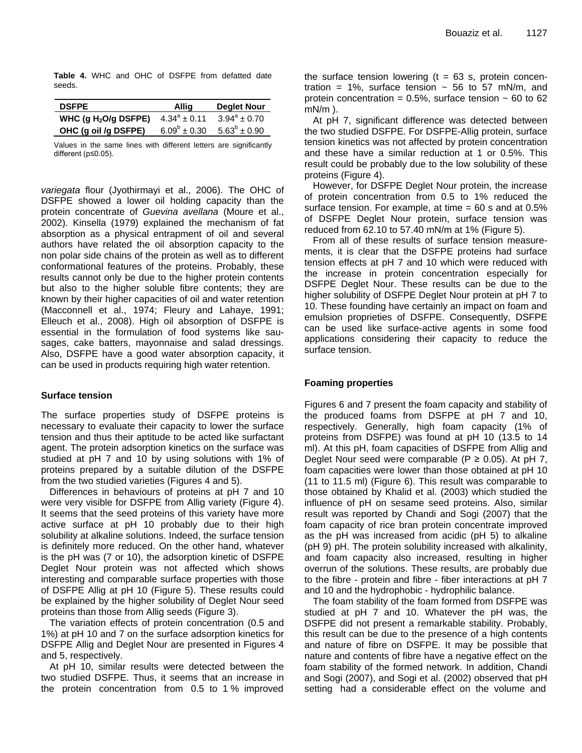**Table 4.** WHC and OHC of DSFPE from defatted date seeds.

| DSFPE | Allig | Deglet Nour |
|---|---|---|
| WHC (g $H_2O$/g DSFPE) | $4.34^a \pm 0.11$ | $3.94^a \pm 0.70$ |
| OHC (g oil /g DSFPE) | $6.09^b \pm 0.30$ | $5.63^b \pm 0.90$ |

Values in the same lines with different letters are significantly different ($p \leq 0.05$).

*variegata* flour (Jyothirmayi et al., 2006). The OHC of DSFPE showed a lower oil holding capacity than the protein concentrate of *Guevina avellana* (Moure et al., 2002). Kinsella (1979) explained the mechanism of fat absorption as a physical entrapment of oil and several authors have related the oil absorption capacity to the non polar side chains of the protein as well as to different conformational features of the proteins. Probably, these results cannot only be due to the higher protein contents but also to the higher soluble fibre contents; they are known by their higher capacities of oil and water retention (Macconnell et al., 1974; Fleury and Lahaye, 1991; Elleuch et al., 2008). High oil absorption of DSFPE is essential in the formulation of food systems like sausages, cake batters, mayonnaise and salad dressings. Also, DSFPE have a good water absorption capacity, it can be used in products requiring high water retention.

## Surface tension

The surface properties study of DSFPE proteins is necessary to evaluate their capacity to lower the surface tension and thus their aptitude to be acted like surfactant agent. The protein adsorption kinetics on the surface was studied at pH 7 and 10 by using solutions with 1% of proteins prepared by a suitable dilution of the DSFPE from the two studied varieties (Figures 4 and 5).

Differences in behaviours of proteins at pH 7 and 10 were very visible for DSFPE from Allig variety (Figure 4). It seems that the seed proteins of this variety have more active surface at pH 10 probably due to their high solubility at alkaline solutions. Indeed, the surface tension is definitely more reduced. On the other hand, whatever is the pH was (7 or 10), the adsorption kinetic of DSFPE Deglet Nour protein was not affected which shows interesting and comparable surface properties with those of DSFPE Allig at pH 10 (Figure 5). These results could be explained by the higher solubility of Deglet Nour seed proteins than those from Allig seeds (Figure 3).

The variation effects of protein concentration (0.5 and 1%) at pH 10 and 7 on the surface adsorption kinetics for DSFPE Allig and Deglet Nour are presented in Figures 4 and 5, respectively.

At pH 10, similar results were detected between the two studied DSFPE. Thus, it seems that an increase in the protein concentration from 0.5 to 1 % improved the surface tension lowering (t = 63 s, protein concentration = 1%, surface tension ~ 56 to 57 mN/m, and protein concentration = 0.5%, surface tension ~ 60 to 62 mN/m ).

At pH 7, significant difference was detected between the two studied DSFPE. For DSFPE-Allig protein, surface tension kinetics was not affected by protein concentration and these have a similar reduction at 1 or 0.5%. This result could be probably due to the low solubility of these proteins (Figure 4).

However, for DSFPE Deglet Nour protein, the increase of protein concentration from 0.5 to 1% reduced the surface tension. For example, at time = 60 s and at 0.5% of DSFPE Deglet Nour protein, surface tension was reduced from 62.10 to 57.40 mN/m at 1% (Figure 5).

From all of these results of surface tension measurements, it is clear that the DSFPE proteins had surface tension effects at pH 7 and 10 which were reduced with the increase in protein concentration especially for DSFPE Deglet Nour. These results can be due to the higher solubility of DSFPE Deglet Nour protein at pH 7 to 10. These founding have certainly an impact on foam and emulsion proprieties of DSFPE. Consequently, DSFPE can be used like surface-active agents in some food applications considering their capacity to reduce the surface tension.

## Foaming properties

Figures 6 and 7 present the foam capacity and stability of the produced foams from DSFPE at pH 7 and 10, respectively. Generally, high foam capacity (1% of proteins from DSFPE) was found at pH 10 (13.5 to 14 ml). At this pH, foam capacities of DSFPE from Allig and Deglet Nour seed were comparable ($P \geq 0.05$). At pH 7, foam capacities were lower than those obtained at pH 10 (11 to 11.5 ml) (Figure 6). This result was comparable to those obtained by Khalid et al. (2003) which studied the influence of pH on sesame seed proteins. Also, similar result was reported by Chandi and Sogi (2007) that the foam capacity of rice bran protein concentrate improved as the pH was increased from acidic (pH 5) to alkaline (pH 9) pH. The protein solubility increased with alkalinity, and foam capacity also increased, resulting in higher overrun of the solutions. These results, are probably due to the fibre - protein and fibre - fiber interactions at pH 7 and 10 and the hydrophobic - hydrophilic balance.

The foam stability of the foam formed from DSFPE was studied at pH 7 and 10. Whatever the pH was, the DSFPE did not present a remarkable stability. Probably, this result can be due to the presence of a high contents and nature of fibre on DSFPE. It may be possible that nature and contents of fibre have a negative effect on the foam stability of the formed network. In addition, Chandi and Sogi (2007), and Sogi et al. (2002) observed that pH setting had a considerable effect on the volume and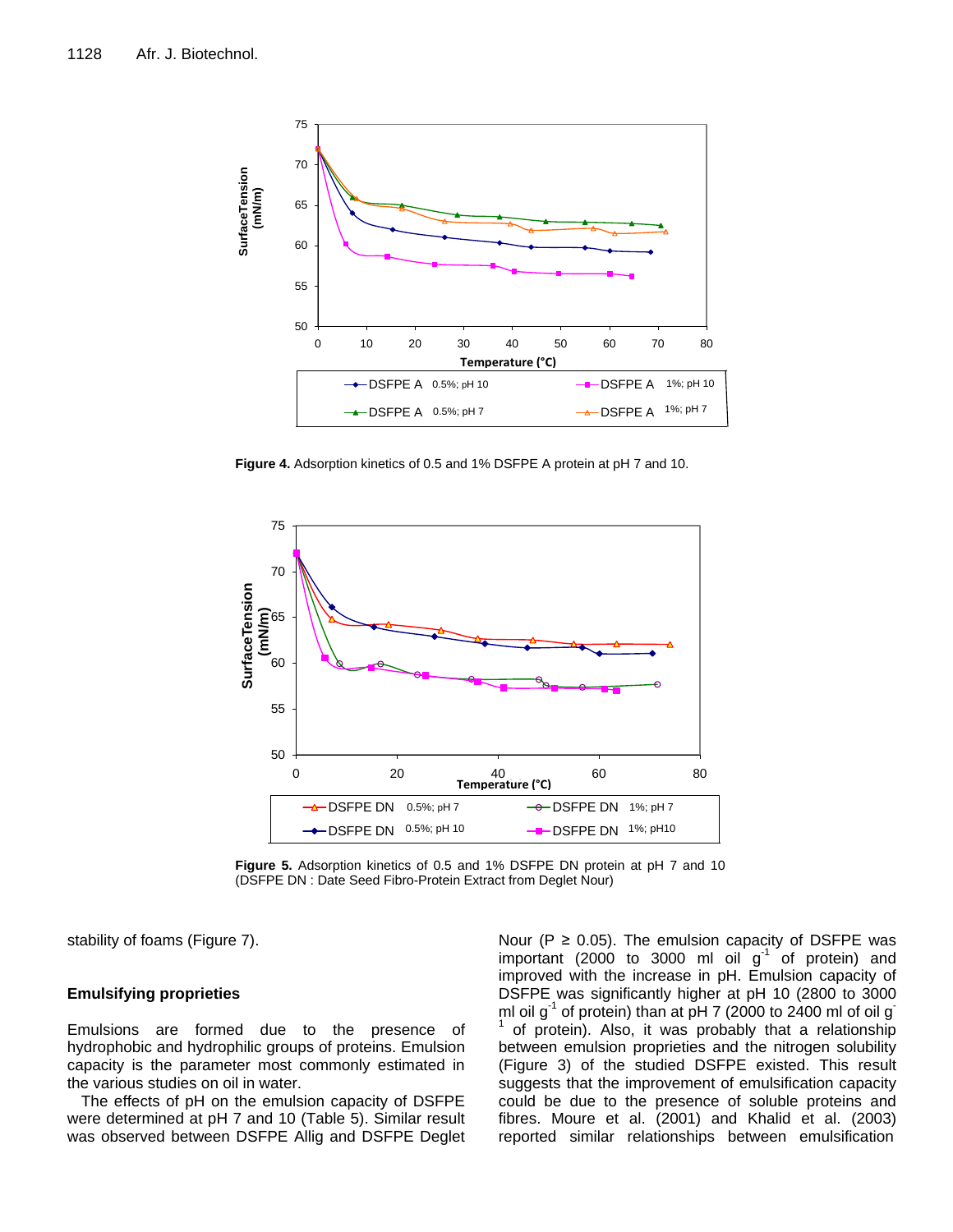**Figure 4.** Adsorption kinetics of 0.5 and 1% DSFPE A protein at pH 7 and 10.

**Figure 5.** Adsorption kinetics of 0.5 and 1% DSFPE DN protein at pH 7 and 10 (DSFPE DN : Date Seed Fibro-Protein Extract from Deglet Nour)

stability of foams (Figure 7).

## Emulsifying proprieties

Emulsions are formed due to the presence of hydrophobic and hydrophilic groups of proteins. Emulsion capacity is the parameter most commonly estimated in the various studies on oil in water.

The effects of pH on the emulsion capacity of DSFPE were determined at pH 7 and 10 (Table 5). Similar result was observed between DSFPE Allig and DSFPE Deglet Nour ($P \geq 0.05$). The emulsion capacity of DSFPE was important (2000 to 3000 ml oil $g^{-1}$ of protein) and improved with the increase in pH. Emulsion capacity of DSFPE was significantly higher at pH 10 (2800 to 3000 ml oil $g^{-1}$ of protein) than at pH 7 (2000 to 2400 ml of oil $g^{-1}$ of protein). Also, it was probably that a relationship between emulsion proprieties and the nitrogen solubility (Figure 3) of the studied DSFPE existed. This result suggests that the improvement of emulsification capacity could be due to the presence of soluble proteins and fibres. Moure et al. (2001) and Khalid et al. (2003) reported similar relationships between emulsification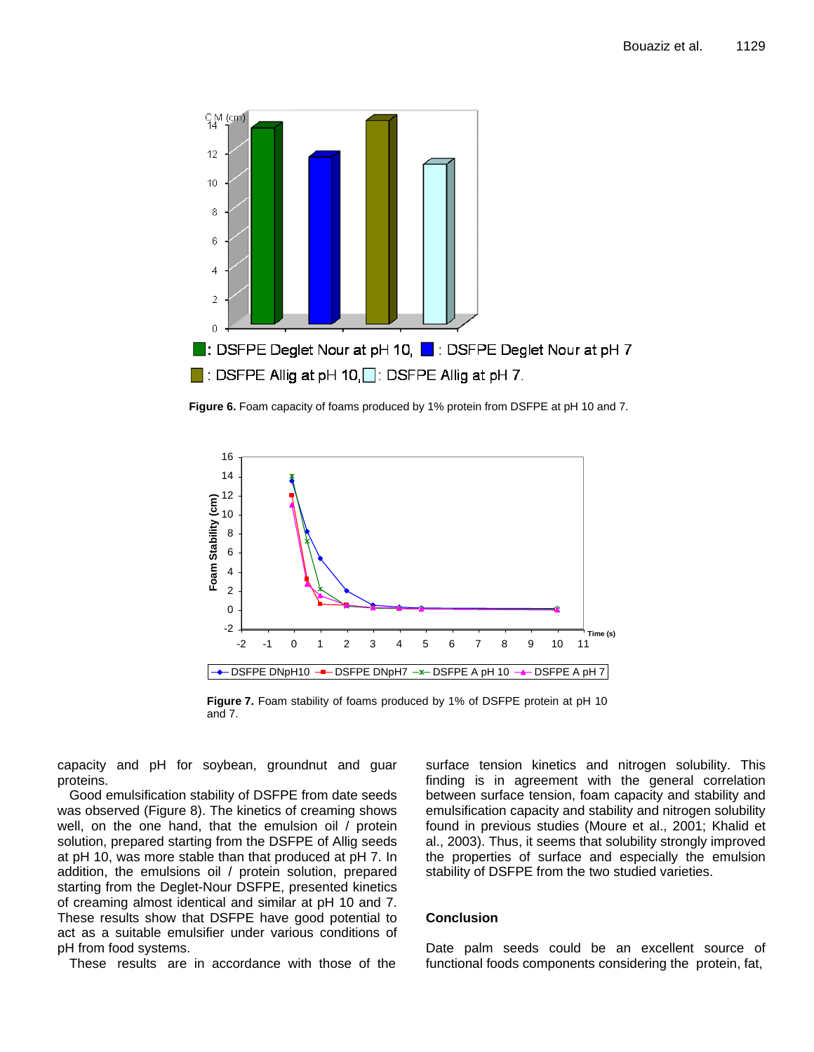**Figure 6.** Foam capacity of foams produced by 1% protein from DSFPE at pH 10 and 7.

**Figure 7.** Foam stability of foams produced by 1% of DSFPE protein at pH 10 and 7.

capacity and pH for soybean, groundnut and guar proteins.

Good emulsification stability of DSFPE from date seeds was observed (Figure 8). The kinetics of creaming shows well, on the one hand, that the emulsion oil / protein solution, prepared starting from the DSFPE of Allig seeds at pH 10, was more stable than that produced at pH 7. In addition, the emulsions oil / protein solution, prepared starting from the Deglet-Nour DSFPE, presented kinetics of creaming almost identical and similar at pH 10 and 7. These results show that DSFPE have good potential to act as a suitable emulsifier under various conditions of pH from food systems.

These results are in accordance with those of the surface tension kinetics and nitrogen solubility. This finding is in agreement with the general correlation between surface tension, foam capacity and stability and emulsification capacity and stability and nitrogen solubility found in previous studies (Moure et al., 2001; Khalid et al., 2003). Thus, it seems that solubility strongly improved the properties of surface and especially the emulsion stability of DSFPE from the two studied varieties.

## Conclusion

Date palm seeds could be an excellent source of functional foods components considering the protein, fat,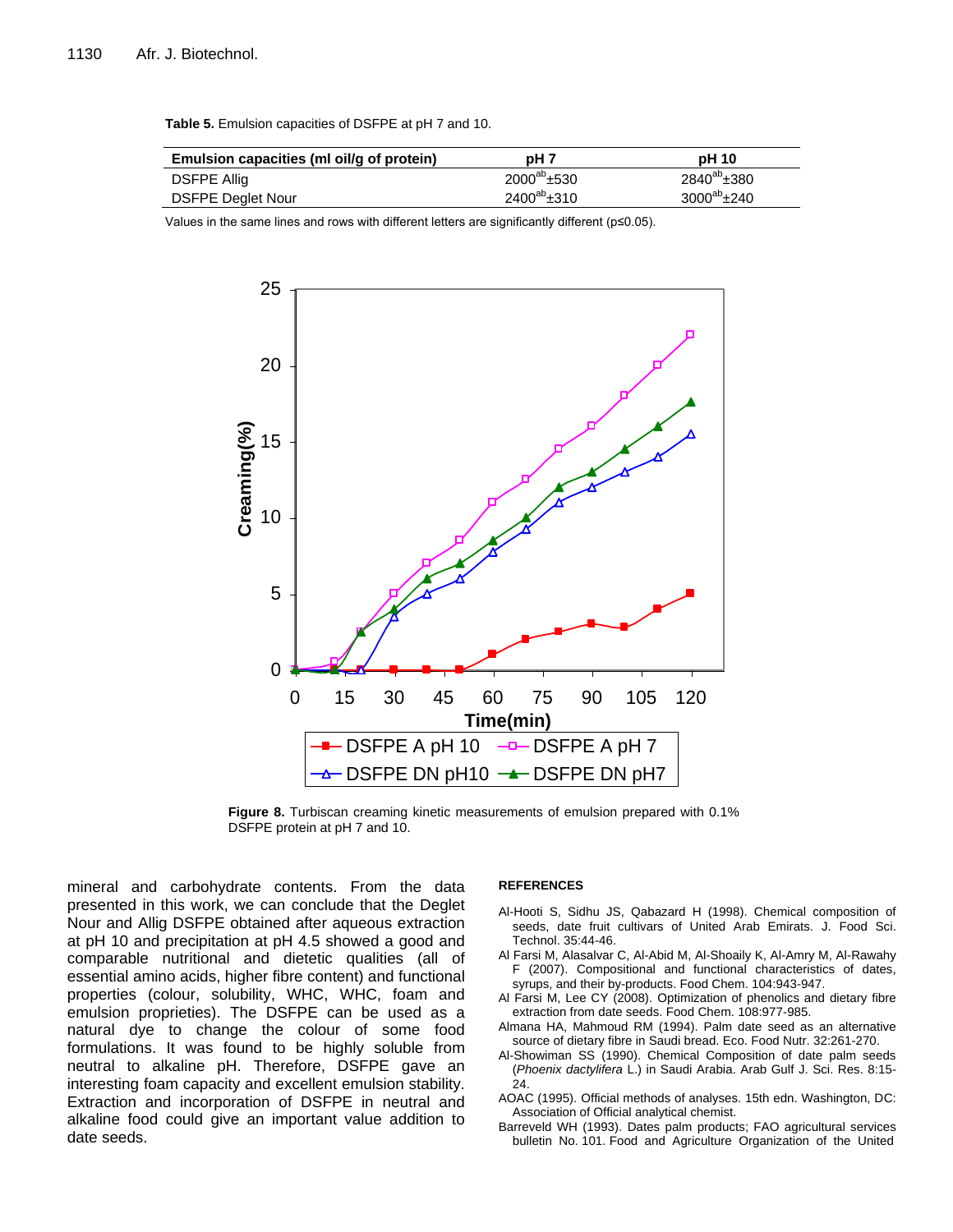**Table 5.** Emulsion capacities of DSFPE at pH 7 and 10.

| Emulsion capacities (ml oil/g of protein) | pH 7 | pH 10 |
|---|---|---|
| DSFPE Allig | $2000^{ab}$±530 | $2840^{ab}$±380 |
| DSFPE Deglet Nour | $2400^{ab}$±310 | $3000^{ab}$±240 |

Values in the same lines and rows with different letters are significantly different (p≤0.05).

**Figure 8.** Turbiscan creaming kinetic measurements of emulsion prepared with 0.1% DSFPE protein at pH 7 and 10.

mineral and carbohydrate contents. From the data presented in this work, we can conclude that the Deglet Nour and Allig DSFPE obtained after aqueous extraction at pH 10 and precipitation at pH 4.5 showed a good and comparable nutritional and dietetic qualities (all of essential amino acids, higher fibre content) and functional properties (colour, solubility, WHC, WHC, foam and emulsion proprieties). The DSFPE can be used as a natural dye to change the colour of some food formulations. It was found to be highly soluble from neutral to alkaline pH. Therefore, DSFPE gave an interesting foam capacity and excellent emulsion stability. Extraction and incorporation of DSFPE in neutral and alkaline food could give an important value addition to date seeds.

## REFERENCES

Al-Hooti S, Sidhu JS, Qabazard H (1998). Chemical composition of seeds, date fruit cultivars of United Arab Emirates. J. Food Sci. Technol. 35:44-46.

Al Farsi M, Alasalvar C, Al-Abid M, Al-Shoaily K, Al-Amry M, Al-Rawahy F (2007). Compositional and functional characteristics of dates, syrups, and their by-products. Food Chem. 104:943-947.

Al Farsi M, Lee CY (2008). Optimization of phenolics and dietary fibre extraction from date seeds. Food Chem. 108:977-985.

Almana HA, Mahmoud RM (1994). Palm date seed as an alternative source of dietary fibre in Saudi bread. Eco. Food Nutr. 32:261-270.

Al-Showiman SS (1990). Chemical Composition of date palm seeds (*Phoenix dactylifera* L.) in Saudi Arabia. Arab Gulf J. Sci. Res. 8:15-24.

AOAC (1995). Official methods of analyses. 15th edn. Washington, DC: Association of Official analytical chemist.

Barreveld WH (1993). Dates palm products; FAO agricultural services bulletin No. 101. Food and Agriculture Organization of the United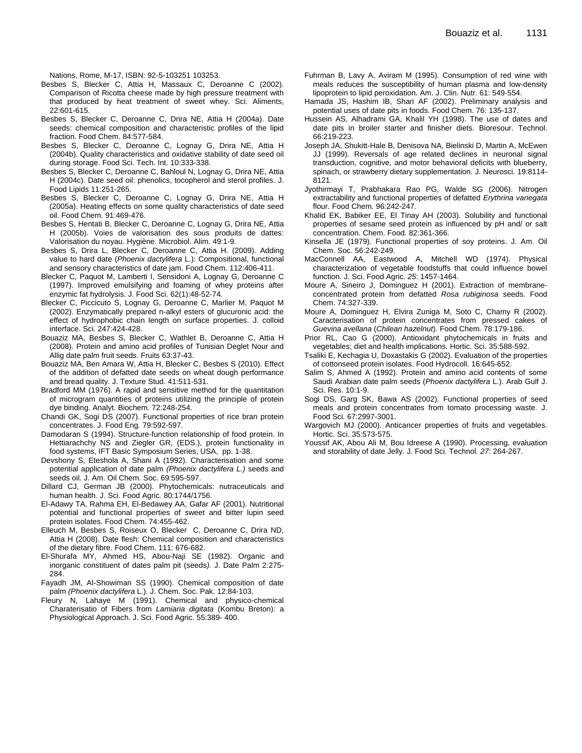Nations, Rome, M-17, ISBN: 92-5-103251 103253.

Besbes S, Blecker C, Attia H, Massaux C, Deroanne C (2002). Comparison of Ricotta cheese made by high pressure treatment with that produced by heat treatment of sweet whey. Sci. Aliments, 22:601-615.

Besbes S, Blecker C, Deroanne C, Drira NE, Attia H (2004a). Date seeds: chemical composition and characteristic profiles of the lipid fraction. Food Chem. 84:577-584.

Besbes S, Blecker C, Deroanne C, Lognay G, Drira NE, Attia H (2004b). Quality characteristics and oxidative stability of date seed oil during storage. Food Sci. Tech. Int. 10:333-338.

Besbes S, Blecker C, Deroanne C, Bahloul N, Lognay G, Drira NE, Attia H (2004c). Date seed oil: phenolics, tocopherol and sterol profiles. J. Food Lipids 11:251-265.

Besbes S, Blecker C, Deroanne C, Lognay G, Drira NE, Attia H (2005a). Heating effects on some quality characteristics of date seed oil. Food Chem. 91:469-476.

Besbes S, Hentati B, Blecker C, Deroanne C, Lognay G, Drira NE, Attia H (2005b). Voies de valorisation des sous produits de dattes: Valorisation du noyau. Hygiène. Microbiol. Alim*.* 49:1-9.

Besbes S, Drira L, Blecker C, Deroanne C, Attia H. (2009). Adding value to hard date (*Phoenix dactylifera* L.): Compositional, functional and sensory characteristics of date jam. Food Chem. 112:406-411.

Blecker C, Paquot M, Lamberti I, Sensidoni A, Lognay G, Deroanne C (1997). Improved emulsifying and foaming of whey proteins after enzymic fat hydrolysis. J. Food Sci. 62(1):48-52-74.

Blecker C, Piccicuto S, Lognay G, Deroanne C, Marlier M, Paquot M (2002). Enzymatically prepared n-alkyl esters of glucuronic acid: the effect of hydrophobic chain length on surface properties. J. colloid interface. Sci. 247:424-428.

Bouaziz MA, Besbes S, Blecker C, Wathlet B, Deroanne C, Attia H (2008). Protein and amino acid profiles of Tunisian Deglet Nour and Allig date palm fruit seeds. Fruits 63:37-43.

Bouaziz MA, Ben Amara W, Attia H, Blecker C, Besbes S (2010). Effect of the addition of defatted date seeds on wheat dough performance and bread quality. J. Texture Stud. 41:511-531.

Bradford MM (1976). A rapid and sensitive method for the quantitation of microgram quantities of proteins utilizing the principle of protein dye binding. Analyt. Biochem. 72:248-254.

Chandi GK, Sogi DS (2007). Functional properties of rice bran protein concentrates. J. Food Eng*.* 79:592-597.

Damodaran S (1994). Structure-function relationship of food protein. In Hettiarachchy NS and Ziegler GR, (EDS.), protein functionality in food systems, IFT Basic Symposium Series, USA, pp. 1-38.

Devshony S, Eteshola A, Shani A (1992). Characterisation and some potential application of date palm *(Phoenix dactylifera L.)* seeds and seeds oil. J. Am. Oil Chem. Soc. 69:595-597.

Dillard CJ, German JB (2000). Phytochemicals: nutraceuticals and human health. J. Sci. Food Agric*.* 80:1744/1756.

El-Adawy TA, Rahma EH, El-Bedawey AA, Gafar AF (2001). Nutritional potential and functional properties of sweet and bitter lupin seed protein isolates. Food Chem. 74:455-462.

Elleuch M, Besbes S, Roiseux O, Blecker C, Deroanne C, Drira ND, Attia H (2008). Date flesh: Chemical composition and characteristics of the dietary fibre. Food Chem. 111: 676-682.

El-Shurafa MY, Ahmed HS, Abou-Naji SE (1982). Organic and inorganic constituent of dates palm pit (seeds*).* J. Date Palm 2:275-284.

Fayadh JM, Al-Showiman SS (1990). Chemical composition of date palm *(Phoenix dactylifera* L.). J. Chem. Soc. Pak. 12:84-103.

Fleury N, Lahaye M (1991). Chemical and physico-chemical Charaterisatio of Fibers from *Lamiaria digitata* (Kombu Breton): a Physiological Approach*.* J. Sci. Food Agric. 55:389- 400.

Fuhrman B, Lavy A, Aviram M (1995). Consumption of red wine with meals reduces the susceptibility of human plasma and low-density lipoprotein to lipid peroxidation. Am. J. Clin. Nutr. 61: 549-554.

Hamada JS, Hashim IB, Shari AF (2002). Preliminary analysis and potential uses of date pits in foods. Food Chem. 76: 135-137.

Hussein AS, Alhadrami GA, Khalil YH (1998). The use of dates and date pits in broiler starter and finisher diets. Bioresour. Technol. 66:219-223.

Joseph JA, Shukitt-Hale B, Denisova NA, Bielinski D, Martin A, McEwen JJ (1999). Reversals of age related declines in neuronal signal transduction, cognitive, and motor behavioral deficits with blueberry, spinach, or strawberry dietary supplementation. J. Neurosci*.* 19:8114-8121.

Jyothirmayi T, Prabhakara Rao PG, Walde SG (2006). Nitrogen extractability and functional properties of defatted *Erythrina variegata* flour. Food Chem*.* 96:242-247.

Khalid EK, Babiker EE, El Tinay AH (2003). Solubility and functional properties of sesame seed protein as influenced by pH and/ or salt concentration. Chem. Food*.* 82:361-366.

Kinsella JE (1979). Functional properties of soy proteins. J. Am. Oil Chem. Soc. 56:242-249.

MacConnell AA, Eastwood A, Mitchell WD (1974). Physical characterization of vegetable foodstuffs that could influence bowel function. J. Sci. Food Agric. *25*: 1457-1464.

Moure A, Sineiro J, Dominguez H (2001). Extraction of membrane-concentrated protein from defatted *Rosa rubiginosa* seeds. Food Chem. 74:327-339.

Moure A, Dominguez H, Elvira Zuniga M, Soto C, Chamy R (2002). Caracterisation of protein concentrates from pressed cakes of *Guevina avellana* (*Chilean hazelnut*). Food Chem*.* 78:179-186.

Prior RL, Cao G (2000). Antioxidant phytochemicals in fruits and vegetables; diet and health implications. Hortic. Sci. 35:588-592.

Tsaliki E, Kechagia U, Doxastakis G (2002). Evaluation of the properties of cottonseed protein isolates. Food Hydrocoll. 16:645-652.

Salim S, Ahmed A (1992). Protein and amino acid contents of some Saudi Arabian date palm seeds (*Phoenix dactylifera* L.). Arab Gulf J. Sci. Res. 10:1-9.

Sogi DS, Garg SK, Bawa AS (2002). Functional properties of seed meals and protein concentrates from tomato processing waste. J. Food Sci*.* 67:2997-3001.

Wargovich MJ (2000). Anticancer properties of fruits and vegetables. Hortic. Sci. 35:573-575.

Youssif AK, Abou Ali M, Bou Idreese A (1990). Processing, evaluation and storability of date Jelly. J. Food Sci. Technol*. 27*: 264-267.